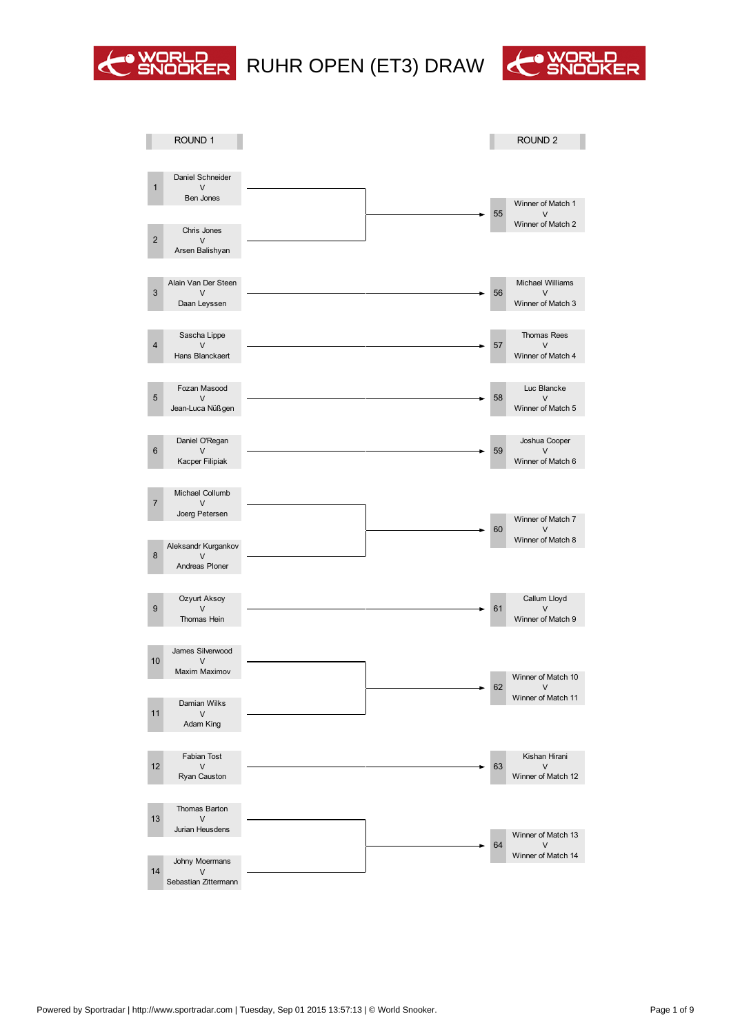# RUHR OPEN (ET3) DRAW

## ROUND 1

| Match | Players |
|---|---|
| 1 | Daniel Schneider V Ben Jones |
| 2 | Chris Jones V Arsen Balishyan |
| 3 | Alain Van Der Steen V Daan Leyssen |
| 4 | Sascha Lippe V Hans Blanckaert |
| 5 | Fozan Masood V Jean-Luca Nüßgen |
| 6 | Daniel O'Regan V Kacper Filipiak |
| 7 | Michael Collumb V Joerg Petersen |
| 8 | Aleksandr Kurgankov V Andreas Ploner |
| 9 | Ozyurt Aksoy V Thomas Hein |
| 10 | James Silverwood V Maxim Maximov |
| 11 | Damian Wilks V Adam King |
| 12 | Fabian Tost V Ryan Causton |
| 13 | Thomas Barton V Jurian Heusdens |
| 14 | Johny Moermans V Sebastian Zittermann |

## ROUND 2

| Match | Players |
|---|---|
| 55 | Winner of Match 1 V Winner of Match 2 |
| 56 | Michael Williams V Winner of Match 3 |
| 57 | Thomas Rees V Winner of Match 4 |
| 58 | Luc Blancke V Winner of Match 5 |
| 59 | Joshua Cooper V Winner of Match 6 |
| 60 | Winner of Match 7 V Winner of Match 8 |
| 61 | Callum Lloyd V Winner of Match 9 |
| 62 | Winner of Match 10 V Winner of Match 11 |
| 63 | Kishan Hirani V Winner of Match 12 |
| 64 | Winner of Match 13 V Winner of Match 14 |

Powered by Sportradar | http://www.sportradar.com | Tuesday, Sep 01 2015 13:57:13 | © World Snooker.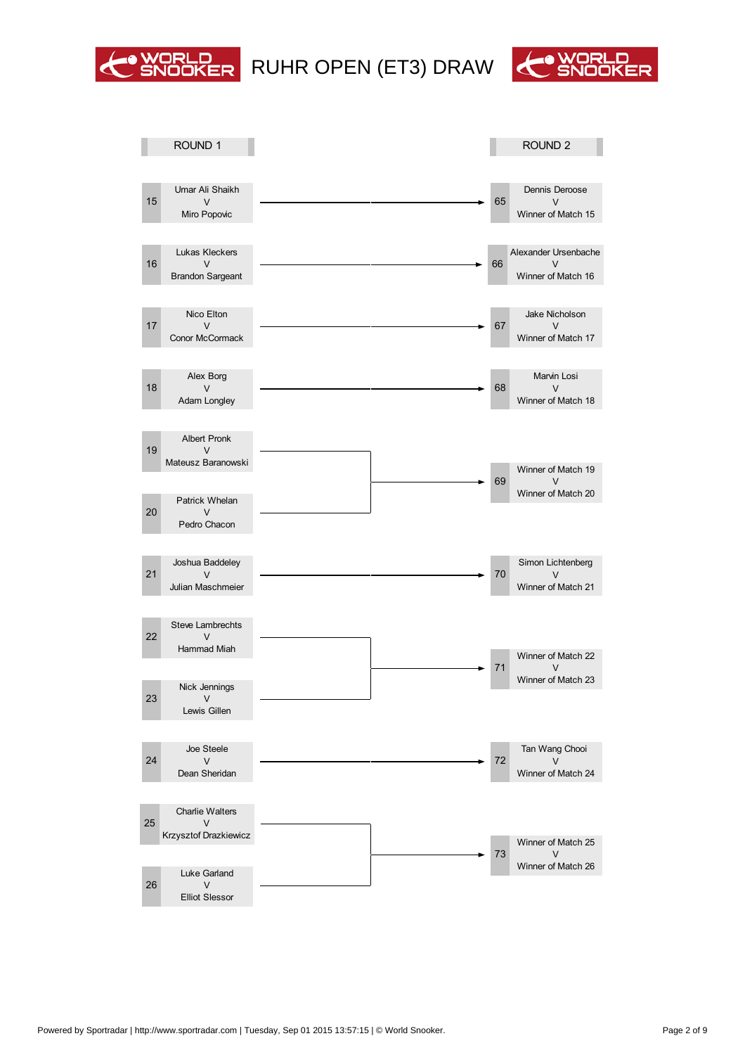# RUHR OPEN (ET3) DRAW

| ROUND 1 | | ROUND 2 | |
|---|---|---|---|
| 15 | Umar Ali Shaikh V Miro Popovic | 65 | Dennis Deroose V Winner of Match 15 |
| 16 | Lukas Kleckers V Brandon Sargeant | 66 | Alexander Ursenbache V Winner of Match 16 |
| 17 | Nico Elton V Conor McCormack | 67 | Jake Nicholson V Winner of Match 17 |
| 18 | Alex Borg V Adam Longley | 68 | Marvin Losi V Winner of Match 18 |
| 19 | Albert Pronk V Mateusz Baranowski | 69 | Winner of Match 19 V Winner of Match 20 |
| 20 | Patrick Whelan V Pedro Chacon | | |
| 21 | Joshua Baddeley V Julian Maschmeier | 70 | Simon Lichtenberg V Winner of Match 21 |
| 22 | Steve Lambrechts V Hammad Miah | 71 | Winner of Match 22 V Winner of Match 23 |
| 23 | Nick Jennings V Lewis Gillen | | |
| 24 | Joe Steele V Dean Sheridan | 72 | Tan Wang Chooi V Winner of Match 24 |
| 25 | Charlie Walters V Krzysztof Drazkiewicz | 73 | Winner of Match 25 V Winner of Match 26 |
| 26 | Luke Garland V Elliot Slessor | | |

Powered by Sportradar | http://www.sportradar.com | Tuesday, Sep 01 2015 13:57:15 | © World Snooker.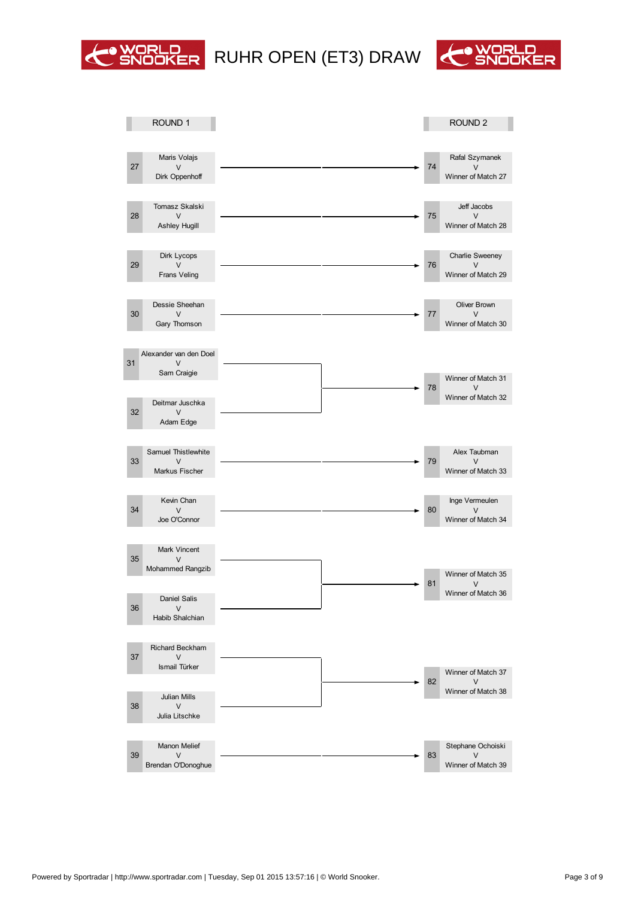# RUHR OPEN (ET3) DRAW

| ROUND 1 | | ROUND 2 | |
|---|---|---|---|
| 27 | Maris Volajs V Dirk Oppenhoff | 74 | Rafal Szymanek V Winner of Match 27 |
| 28 | Tomasz Skalski V Ashley Hugill | 75 | Jeff Jacobs V Winner of Match 28 |
| 29 | Dirk Lycops V Frans Veling | 76 | Charlie Sweeney V Winner of Match 29 |
| 30 | Dessie Sheehan V Gary Thomson | 77 | Oliver Brown V Winner of Match 30 |
| 31 | Alexander van den Doel V Sam Craigie | 78 | Winner of Match 31 V Winner of Match 32 |
| 32 | Deitmar Juschka V Adam Edge | | |
| 33 | Samuel Thistlewhite V Markus Fischer | 79 | Alex Taubman V Winner of Match 33 |
| 34 | Kevin Chan V Joe O'Connor | 80 | Inge Vermeulen V Winner of Match 34 |
| 35 | Mark Vincent V Mohammed Rangzib | 81 | Winner of Match 35 V Winner of Match 36 |
| 36 | Daniel Salis V Habib Shalchian | | |
| 37 | Richard Beckham V Ismail Türker | 82 | Winner of Match 37 V Winner of Match 38 |
| 38 | Julian Mills V Julia Litschke | | |
| 39 | Manon Melief V Brendan O'Donoghue | 83 | Stephane Ochoiski V Winner of Match 39 |

Powered by Sportradar | http://www.sportradar.com | Tuesday, Sep 01 2015 13:57:16 | © World Snooker.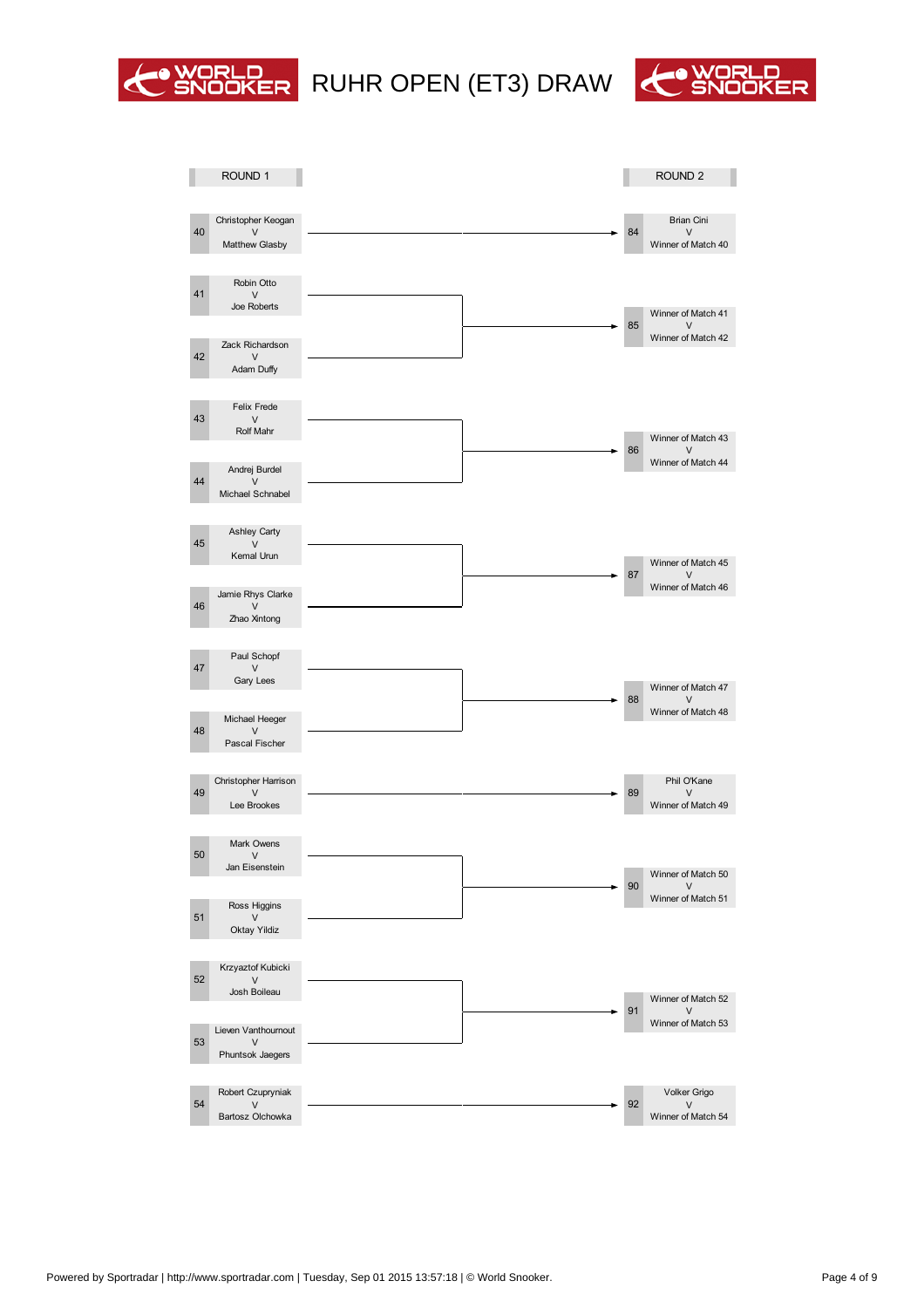# RUHR OPEN (ET3) DRAW

## ROUND 1

| Match | Players |
|---|---|
| 40 | Christopher Keogan V Matthew Glasby |
| 41 | Robin Otto V Joe Roberts |
| 42 | Zack Richardson V Adam Duffy |
| 43 | Felix Frede V Rolf Mahr |
| 44 | Andrej Burdel V Michael Schnabel |
| 45 | Ashley Carty V Kemal Urun |
| 46 | Jamie Rhys Clarke V Zhao Xintong |
| 47 | Paul Schopf V Gary Lees |
| 48 | Michael Heeger V Pascal Fischer |
| 49 | Christopher Harrison V Lee Brookes |
| 50 | Mark Owens V Jan Eisenstein |
| 51 | Ross Higgins V Oktay Yildiz |
| 52 | Krzyaztof Kubicki V Josh Boileau |
| 53 | Lieven Vanthournout V Phuntsok Jaegers |
| 54 | Robert Czupryniak V Bartosz Olchowka |

## ROUND 2

| Match | Players |
|---|---|
| 84 | Brian Cini V Winner of Match 40 |
| 85 | Winner of Match 41 V Winner of Match 42 |
| 86 | Winner of Match 43 V Winner of Match 44 |
| 87 | Winner of Match 45 V Winner of Match 46 |
| 88 | Winner of Match 47 V Winner of Match 48 |
| 89 | Phil O'Kane V Winner of Match 49 |
| 90 | Winner of Match 50 V Winner of Match 51 |
| 91 | Winner of Match 52 V Winner of Match 53 |
| 92 | Volker Grigo V Winner of Match 54 |

Powered by Sportradar | http://www.sportradar.com | Tuesday, Sep 01 2015 13:57:18 | © World Snooker.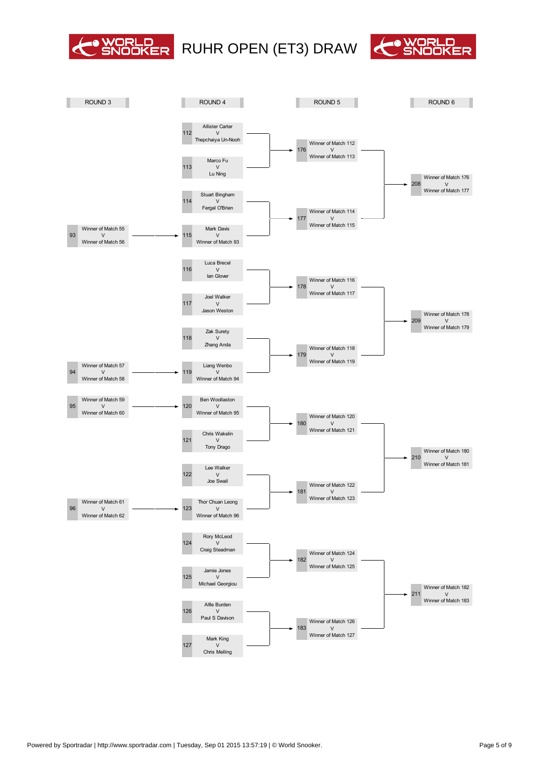# RUHR OPEN (ET3) DRAW

## ROUND 3

| Match | Players |
|---|---|
| 93 | Winner of Match 55 v Winner of Match 56 |
| 94 | Winner of Match 57 v Winner of Match 58 |
| 95 | Winner of Match 59 v Winner of Match 60 |
| 96 | Winner of Match 61 v Winner of Match 62 |

## ROUND 4

| Match | Players |
|---|---|
| 112 | Allister Carter v Thepchaiya Un-Nooh |
| 113 | Marco Fu v Lu Ning |
| 114 | Stuart Bingham v Fergal O'Brien |
| 115 | Mark Davis v Winner of Match 93 |
| 116 | Luca Brecel v Ian Glover |
| 117 | Joel Walker v Jason Weston |
| 118 | Zak Surety v Zhang Anda |
| 119 | Liang Wenbo v Winner of Match 94 |
| 120 | Ben Woollaston v Winner of Match 95 |
| 121 | Chris Wakelin v Tony Drago |
| 122 | Lee Walker v Joe Swail |
| 123 | Thor Chuan Leong v Winner of Match 96 |
| 124 | Rory McLeod v Craig Steadman |
| 125 | Jamie Jones v Michael Georgiou |
| 126 | Alfie Burden v Paul S Davison |
| 127 | Mark King v Chris Melling |

## ROUND 5

| Match | Players |
|---|---|
| 176 | Winner of Match 112 v Winner of Match 113 |
| 177 | Winner of Match 114 v Winner of Match 115 |
| 178 | Winner of Match 116 v Winner of Match 117 |
| 179 | Winner of Match 118 v Winner of Match 119 |
| 180 | Winner of Match 120 v Winner of Match 121 |
| 181 | Winner of Match 122 v Winner of Match 123 |
| 182 | Winner of Match 124 v Winner of Match 125 |
| 183 | Winner of Match 126 v Winner of Match 127 |

## ROUND 6

| Match | Players |
|---|---|
| 208 | Winner of Match 176 v Winner of Match 177 |
| 209 | Winner of Match 178 v Winner of Match 179 |
| 210 | Winner of Match 180 v Winner of Match 181 |
| 211 | Winner of Match 182 v Winner of Match 183 |

Powered by Sportradar | http://www.sportradar.com | Tuesday, Sep 01 2015 13:57:19 | © World Snooker.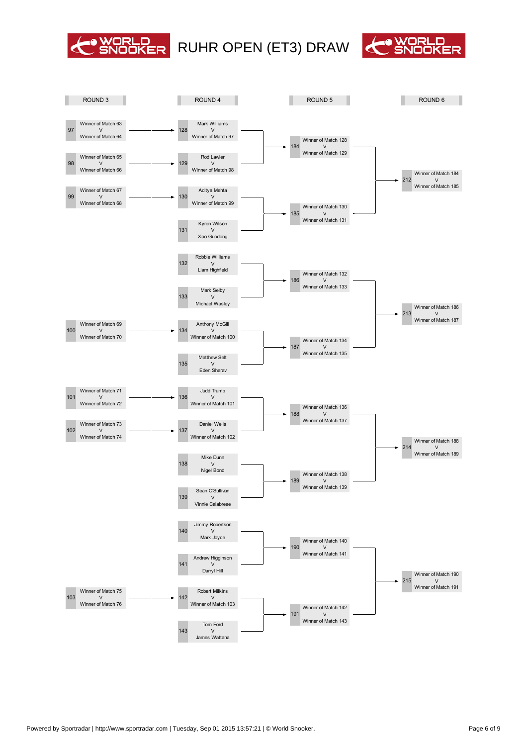# RUHR OPEN (ET3) DRAW

## ROUND 3

| Match | Fixture |
|---|---|
| 97 | Winner of Match 63 V Winner of Match 64 |
| 98 | Winner of Match 65 V Winner of Match 66 |
| 99 | Winner of Match 67 V Winner of Match 68 |
| 100 | Winner of Match 69 V Winner of Match 70 |
| 101 | Winner of Match 71 V Winner of Match 72 |
| 102 | Winner of Match 73 V Winner of Match 74 |
| 103 | Winner of Match 75 V Winner of Match 76 |

## ROUND 4

| Match | Fixture |
|---|---|
| 128 | Mark Williams V Winner of Match 97 |
| 129 | Rod Lawler V Winner of Match 98 |
| 130 | Aditya Mehta V Winner of Match 99 |
| 131 | Kyren Wilson V Xiao Guodong |
| 132 | Robbie Williams V Liam Highfield |
| 133 | Mark Selby V Michael Wasley |
| 134 | Anthony McGill V Winner of Match 100 |
| 135 | Matthew Selt V Eden Sharav |
| 136 | Judd Trump V Winner of Match 101 |
| 137 | Daniel Wells V Winner of Match 102 |
| 138 | Mike Dunn V Nigel Bond |
| 139 | Sean O'Sullivan V Vinnie Calabrese |
| 140 | Jimmy Robertson V Mark Joyce |
| 141 | Andrew Higginson V Darryl Hill |
| 142 | Robert Milkins V Winner of Match 103 |
| 143 | Tom Ford V James Wattana |

## ROUND 5

| Match | Fixture |
|---|---|
| 184 | Winner of Match 128 V Winner of Match 129 |
| 185 | Winner of Match 130 V Winner of Match 131 |
| 186 | Winner of Match 132 V Winner of Match 133 |
| 187 | Winner of Match 134 V Winner of Match 135 |
| 188 | Winner of Match 136 V Winner of Match 137 |
| 189 | Winner of Match 138 V Winner of Match 139 |
| 190 | Winner of Match 140 V Winner of Match 141 |
| 191 | Winner of Match 142 V Winner of Match 143 |

## ROUND 6

| Match | Fixture |
|---|---|
| 212 | Winner of Match 184 V Winner of Match 185 |
| 213 | Winner of Match 186 V Winner of Match 187 |
| 214 | Winner of Match 188 V Winner of Match 189 |
| 215 | Winner of Match 190 V Winner of Match 191 |

Powered by Sportradar | http://www.sportradar.com | Tuesday, Sep 01 2015 13:57:21 | © World Snooker.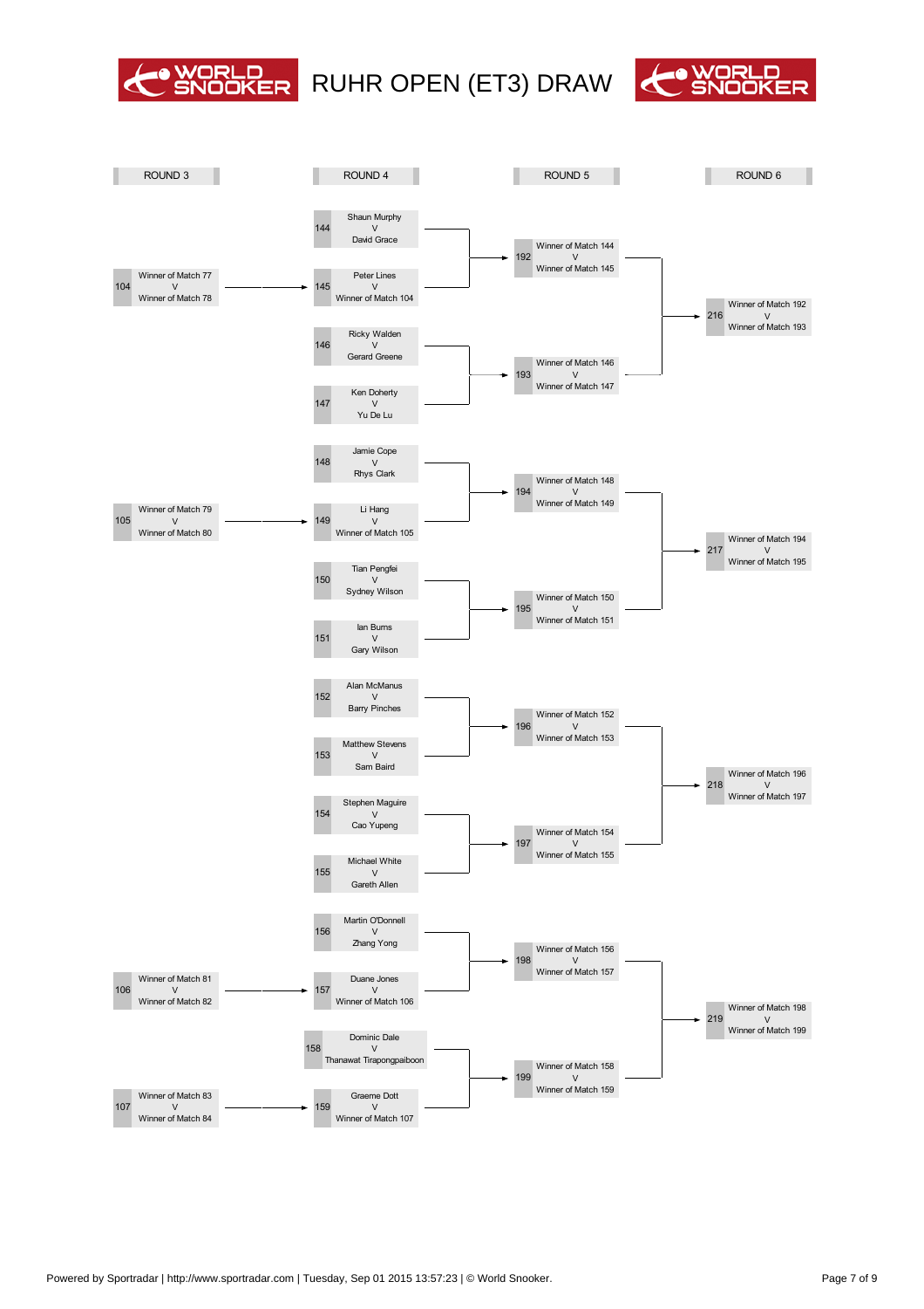# RUHR OPEN (ET3) DRAW

## ROUND 3

| Match | Players |
|---|---|
| 104 | Winner of Match 77 v Winner of Match 78 |
| 105 | Winner of Match 79 v Winner of Match 80 |
| 106 | Winner of Match 81 v Winner of Match 82 |
| 107 | Winner of Match 83 v Winner of Match 84 |

## ROUND 4

| Match | Players |
|---|---|
| 144 | Shaun Murphy v David Grace |
| 145 | Peter Lines v Winner of Match 104 |
| 146 | Ricky Walden v Gerard Greene |
| 147 | Ken Doherty v Yu De Lu |
| 148 | Jamie Cope v Rhys Clark |
| 149 | Li Hang v Winner of Match 105 |
| 150 | Tian Pengfei v Sydney Wilson |
| 151 | Ian Burns v Gary Wilson |
| 152 | Alan McManus v Barry Pinches |
| 153 | Matthew Stevens v Sam Baird |
| 154 | Stephen Maguire v Cao Yupeng |
| 155 | Michael White v Gareth Allen |
| 156 | Martin O'Donnell v Zhang Yong |
| 157 | Duane Jones v Winner of Match 106 |
| 158 | Dominic Dale v Thanawat Tirapongpaiboon |
| 159 | Graeme Dott v Winner of Match 107 |

## ROUND 5

| Match | Players |
|---|---|
| 192 | Winner of Match 144 v Winner of Match 145 |
| 193 | Winner of Match 146 v Winner of Match 147 |
| 194 | Winner of Match 148 v Winner of Match 149 |
| 195 | Winner of Match 150 v Winner of Match 151 |
| 196 | Winner of Match 152 v Winner of Match 153 |
| 197 | Winner of Match 154 v Winner of Match 155 |
| 198 | Winner of Match 156 v Winner of Match 157 |
| 199 | Winner of Match 158 v Winner of Match 159 |

## ROUND 6

| Match | Players |
|---|---|
| 216 | Winner of Match 192 v Winner of Match 193 |
| 217 | Winner of Match 194 v Winner of Match 195 |
| 218 | Winner of Match 196 v Winner of Match 197 |
| 219 | Winner of Match 198 v Winner of Match 199 |

Powered by Sportradar | http://www.sportradar.com | Tuesday, Sep 01 2015 13:57:23 | © World Snooker.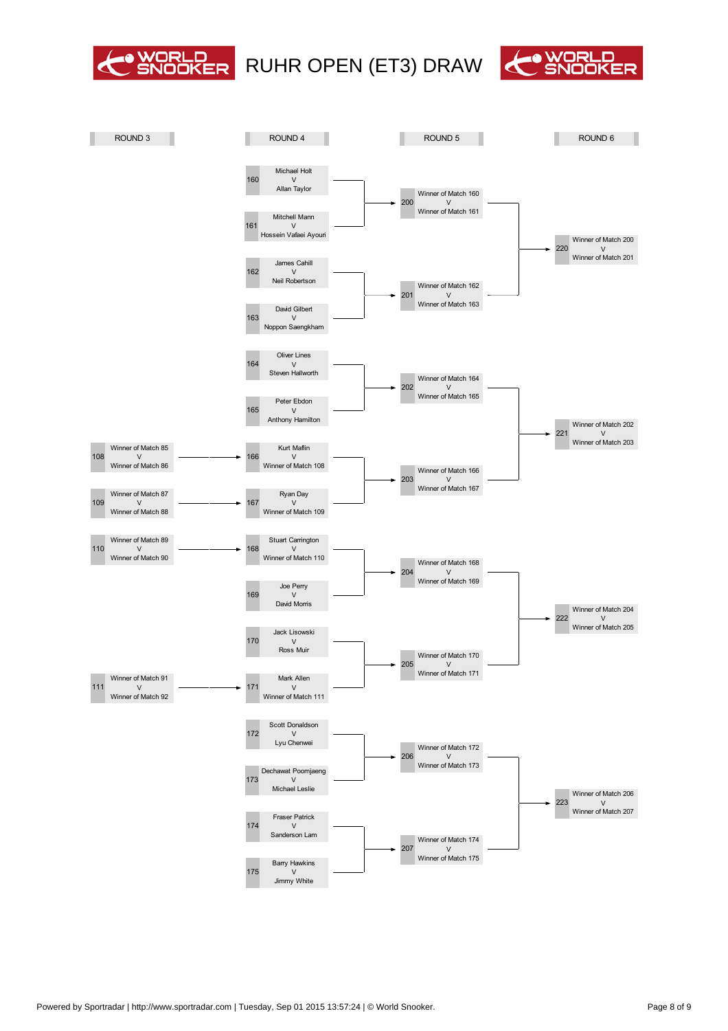# RUHR OPEN (ET3) DRAW

## ROUND 3

| Match | Players |
|---|---|
| 108 | Winner of Match 85 v Winner of Match 86 |
| 109 | Winner of Match 87 v Winner of Match 88 |
| 110 | Winner of Match 89 v Winner of Match 90 |
| 111 | Winner of Match 91 v Winner of Match 92 |

## ROUND 4

| Match | Players |
|---|---|
| 160 | Michael Holt v Allan Taylor |
| 161 | Mitchell Mann v Hossein Vafaei Ayouri |
| 162 | James Cahill v Neil Robertson |
| 163 | David Gilbert v Noppon Saengkham |
| 164 | Oliver Lines v Steven Hallworth |
| 165 | Peter Ebdon v Anthony Hamilton |
| 166 | Kurt Maflin v Winner of Match 108 |
| 167 | Ryan Day v Winner of Match 109 |
| 168 | Stuart Carrington v Winner of Match 110 |
| 169 | Joe Perry v David Morris |
| 170 | Jack Lisowski v Ross Muir |
| 171 | Mark Allen v Winner of Match 111 |
| 172 | Scott Donaldson v Lyu Chenwei |
| 173 | Dechawat Poomjaeng v Michael Leslie |
| 174 | Fraser Patrick v Sanderson Lam |
| 175 | Barry Hawkins v Jimmy White |

## ROUND 5

| Match | Players |
|---|---|
| 200 | Winner of Match 160 v Winner of Match 161 |
| 201 | Winner of Match 162 v Winner of Match 163 |
| 202 | Winner of Match 164 v Winner of Match 165 |
| 203 | Winner of Match 166 v Winner of Match 167 |
| 204 | Winner of Match 168 v Winner of Match 169 |
| 205 | Winner of Match 170 v Winner of Match 171 |
| 206 | Winner of Match 172 v Winner of Match 173 |
| 207 | Winner of Match 174 v Winner of Match 175 |

## ROUND 6

| Match | Players |
|---|---|
| 220 | Winner of Match 200 v Winner of Match 201 |
| 221 | Winner of Match 202 v Winner of Match 203 |
| 222 | Winner of Match 204 v Winner of Match 205 |
| 223 | Winner of Match 206 v Winner of Match 207 |

Powered by Sportradar | http://www.sportradar.com | Tuesday, Sep 01 2015 13:57:24 | © World Snooker.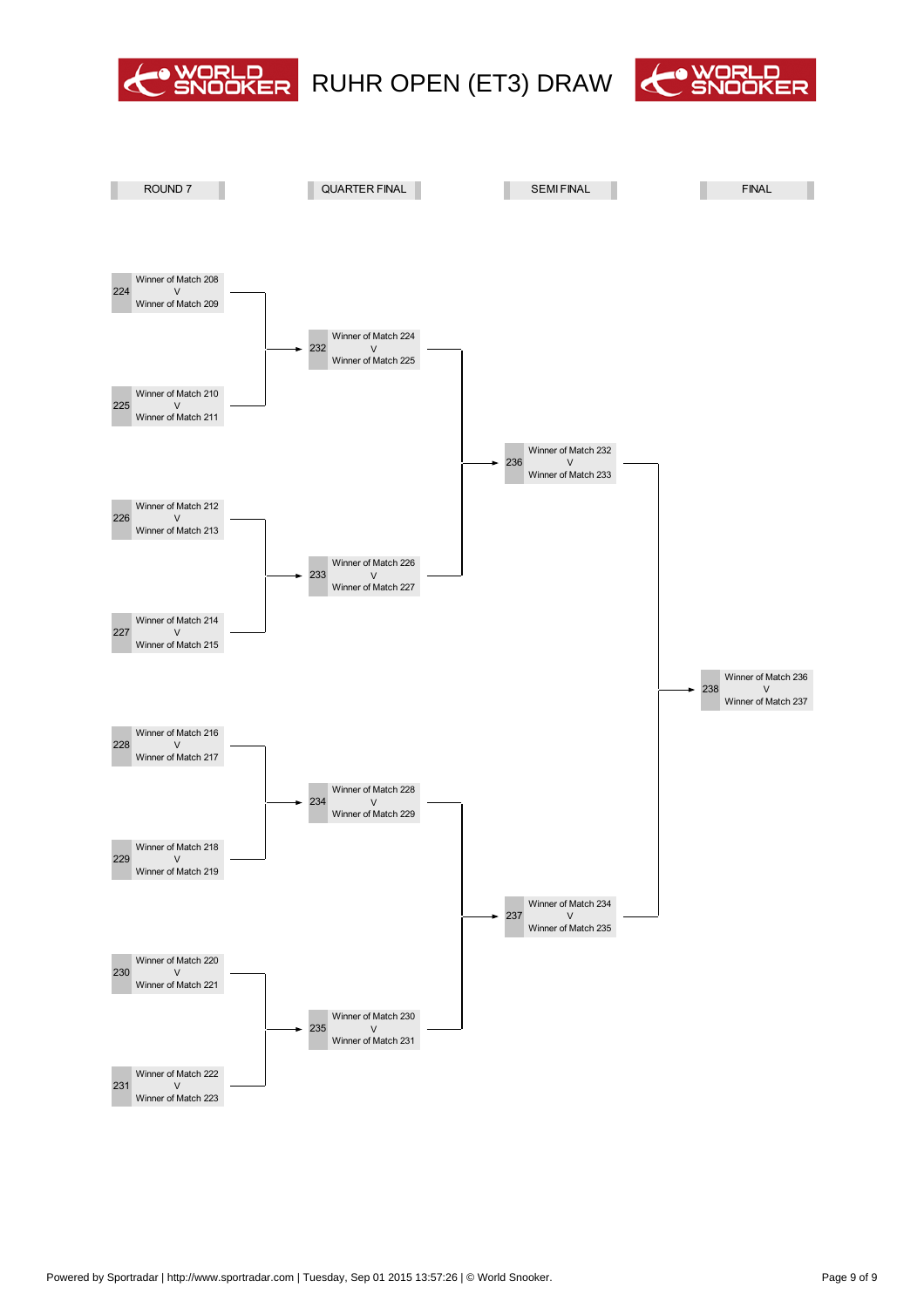# RUHR OPEN (ET3) DRAW

ROUND 7

224 Winner of Match 208 V Winner of Match 209

225 Winner of Match 210 V Winner of Match 211

226 Winner of Match 212 V Winner of Match 213

227 Winner of Match 214 V Winner of Match 215

228 Winner of Match 216 V Winner of Match 217

229 Winner of Match 218 V Winner of Match 219

230 Winner of Match 220 V Winner of Match 221

231 Winner of Match 222 V Winner of Match 223

QUARTER FINAL

232 Winner of Match 224 V Winner of Match 225

233 Winner of Match 226 V Winner of Match 227

234 Winner of Match 228 V Winner of Match 229

235 Winner of Match 230 V Winner of Match 231

SEMI FINAL

236 Winner of Match 232 V Winner of Match 233

237 Winner of Match 234 V Winner of Match 235

FINAL

238 Winner of Match 236 V Winner of Match 237

Powered by Sportradar | http://www.sportradar.com | Tuesday, Sep 01 2015 13:57:26 | © World Snooker.